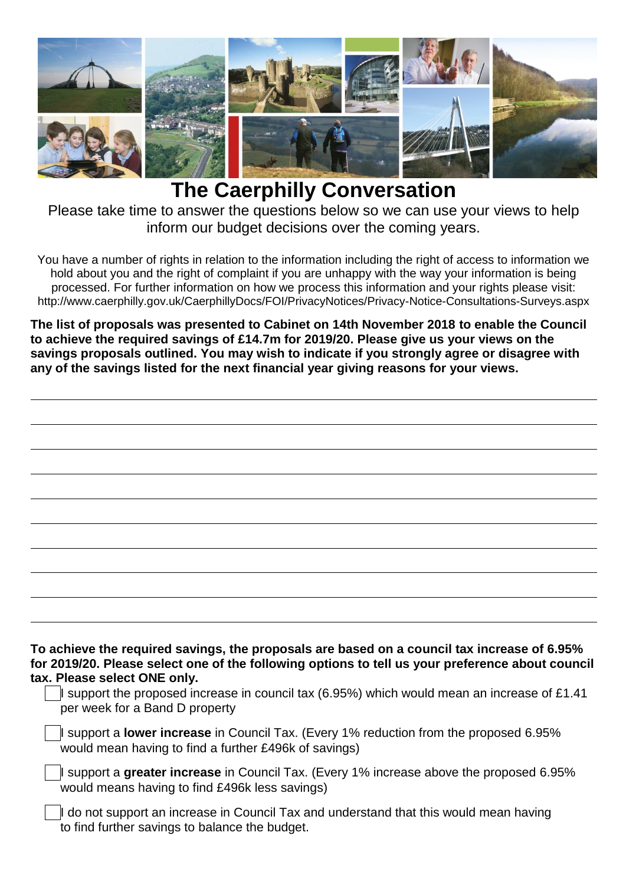# The Caerphilly Conversation

Please take time to answer the questions below so we can use your views to help inform our budget decisions over the coming years.

You have a number of rights in relation to the information including the right of access to information we hold about you and the right of complaint if you are unhappy with the way your information is being processed. For further information on how we process this information and your rights please visit: http://www.caerphilly.gov.uk/CaerphillyDocs/FOI/PrivacyNotices/Privacy-Notice-Consultations-Surveys.aspx

**The list of proposals was presented to Cabinet on 14th November 2018 to enable the Council to achieve the required savings of £14.7m for 2019/20. Please give us your views on the savings proposals outlined. You may wish to indicate if you strongly agree or disagree with any of the savings listed for the next financial year giving reasons for your views.**

______________________________________________________________________

______________________________________________________________________

______________________________________________________________________

______________________________________________________________________

______________________________________________________________________

______________________________________________________________________

______________________________________________________________________

______________________________________________________________________

______________________________________________________________________

**To achieve the required savings, the proposals are based on a council tax increase of 6.95% for 2019/20. Please select one of the following options to tell us your preference about council tax. Please select ONE only.**

- ☐ I support the proposed increase in council tax (6.95%) which would mean an increase of £1.41 per week for a Band D property
- ☐ I support a **lower increase** in Council Tax. (Every 1% reduction from the proposed 6.95% would mean having to find a further £496k of savings)
- ☐ I support a **greater increase** in Council Tax. (Every 1% increase above the proposed 6.95% would means having to find £496k less savings)
- ☐ I do not support an increase in Council Tax and understand that this would mean having to find further savings to balance the budget.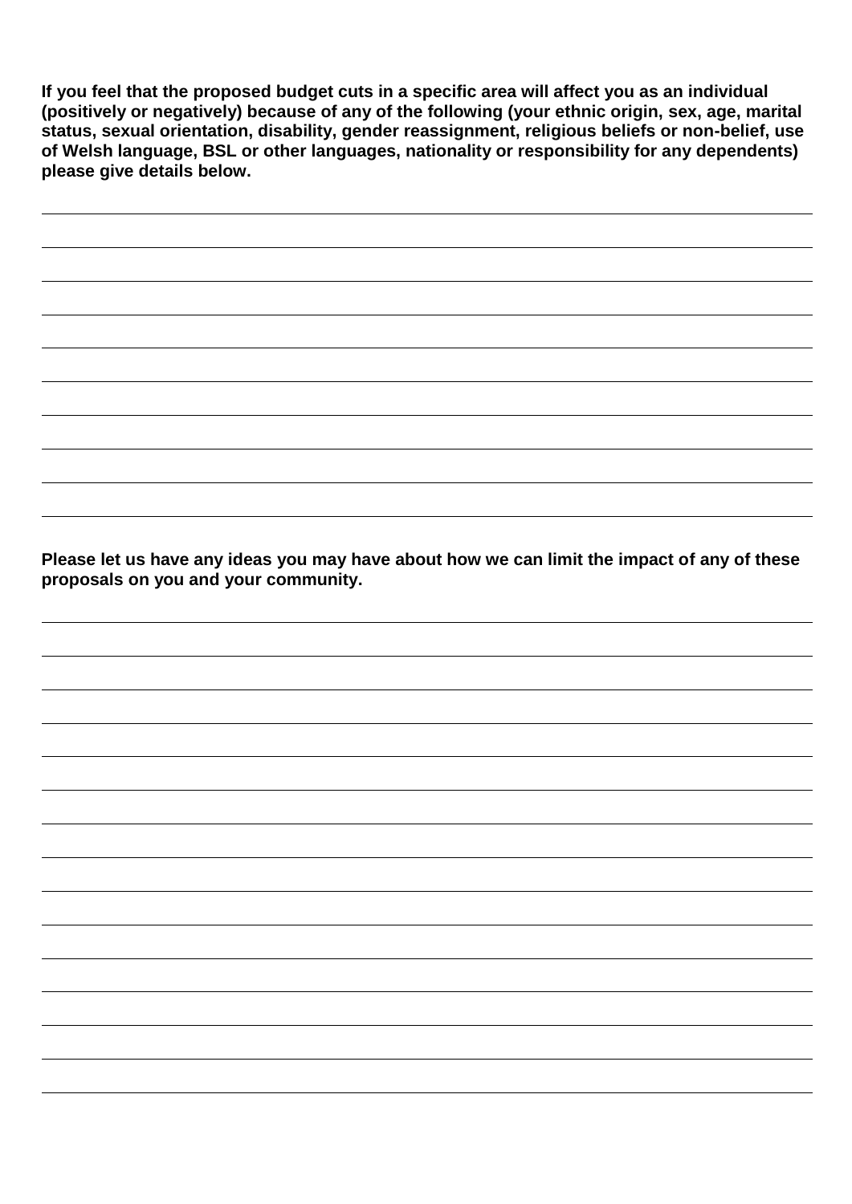**If you feel that the proposed budget cuts in a specific area will affect you as an individual (positively or negatively) because of any of the following (your ethnic origin, sex, age, marital status, sexual orientation, disability, gender reassignment, religious beliefs or non-belief, use of Welsh language, BSL or other languages, nationality or responsibility for any dependents) please give details below.**

**Please let us have any ideas you may have about how we can limit the impact of any of these proposals on you and your community.**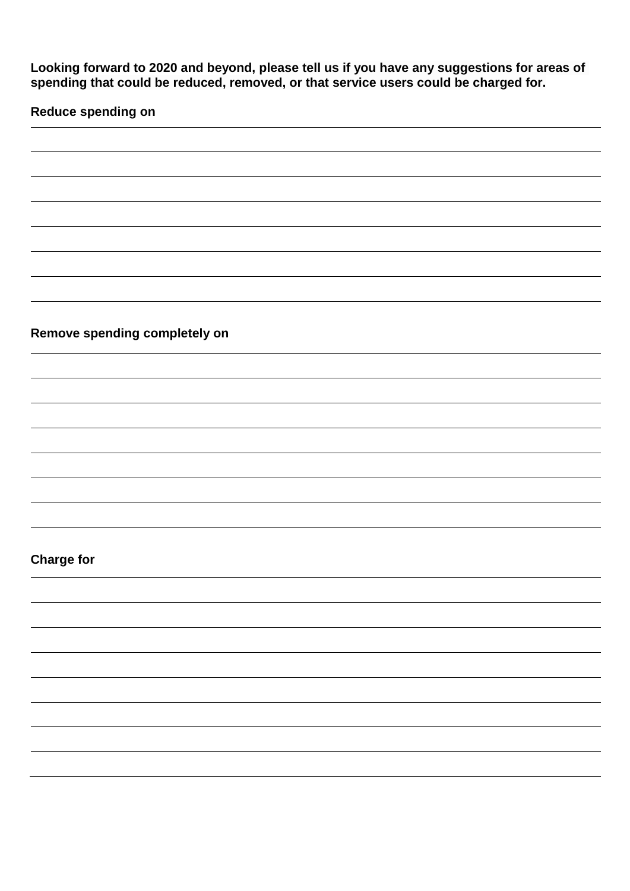**Looking forward to 2020 and beyond, please tell us if you have any suggestions for areas of spending that could be reduced, removed, or that service users could be charged for.**

**Reduce spending on**

**Remove spending completely on**

**Charge for**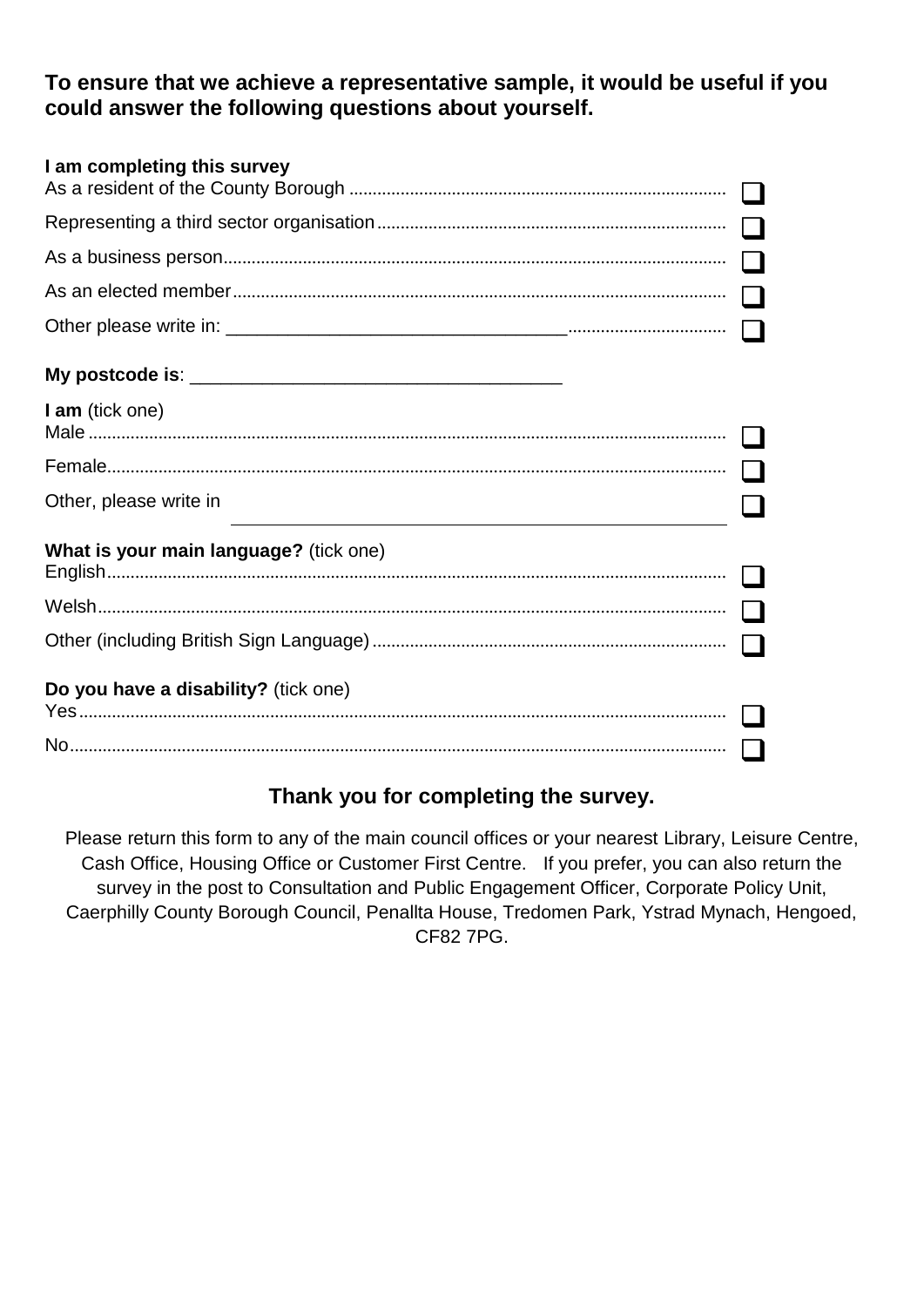**To ensure that we achieve a representative sample, it would be useful if you could answer the following questions about yourself.**

**I am completing this survey**

- As a resident of the County Borough ☐
- Representing a third sector organisation ☐
- As a business person ☐
- As an elected member ☐
- Other please write in: ___________________________________ ☐

**My postcode is**: ____________________________________

**I am** (tick one)

- Male ☐
- Female ☐
- Other, please write in ___________________________________ ☐

**What is your main language?** (tick one)

- English ☐
- Welsh ☐
- Other (including British Sign Language) ☐

**Do you have a disability?** (tick one)

- Yes ☐
- No ☐

## Thank you for completing the survey.

Please return this form to any of the main council offices or your nearest Library, Leisure Centre, Cash Office, Housing Office or Customer First Centre. If you prefer, you can also return the survey in the post to Consultation and Public Engagement Officer, Corporate Policy Unit, Caerphilly County Borough Council, Penallta House, Tredomen Park, Ystrad Mynach, Hengoed, CF82 7PG.